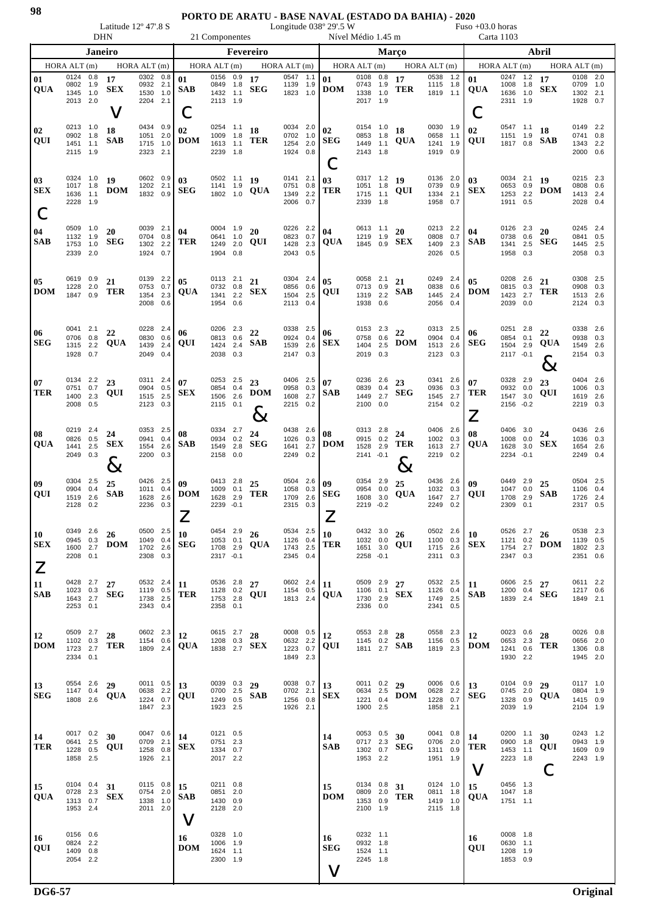# PORTO DE ARATU - BASE NAVAL (ESTADO DA BAHIA) - 2020

DHN — Latitude 12º 47'.8 S — 21 Componentes — Longitude 038º 29'.5 W — Nível Médio 1.45 m — Fuso +03.0 horas — Carta 1103

## Janeiro

| Dia | Fase | HORA | ALT (m) | HORA | ALT (m) | HORA | ALT (m) | HORA | ALT (m) |
|---|---|---|---|---|---|---|---|---|---|
| 01 QUA | | 0124 | 0.8 | 0802 | 1.9 | 1345 | 1.0 | 2013 | 2.0 |
| 02 QUI | | 0213 | 1.0 | 0902 | 1.8 | 1451 | 1.1 | 2115 | 1.9 |
| 03 SEX | C | 0324 | 1.0 | 1017 | 1.8 | 1636 | 1.1 | 2228 | 1.9 |
| 04 SAB | | 0509 | 1.0 | 1132 | 1.9 | 1753 | 1.0 | 2339 | 2.0 |
| 05 DOM | | 0619 | 0.9 | 1228 | 2.0 | 1847 | 0.9 | | |
| 06 SEG | | 0041 | 2.1 | 0706 | 0.8 | 1315 | 2.2 | 1928 | 0.7 |
| 07 TER | | 0134 | 2.2 | 0751 | 0.7 | 1400 | 2.3 | 2008 | 0.5 |
| 08 QUA | | 0219 | 2.4 | 0826 | 0.5 | 1441 | 2.5 | 2049 | 0.3 |
| 09 QUI | | 0304 | 2.5 | 0904 | 0.4 | 1519 | 2.6 | 2128 | 0.2 |
| 10 SEX | Z | 0349 | 2.6 | 0945 | 0.3 | 1600 | 2.7 | 2208 | 0.1 |
| 11 SAB | | 0428 | 2.7 | 1023 | 0.3 | 1643 | 2.7 | 2253 | 0.1 |
| 12 DOM | | 0509 | 2.7 | 1102 | 0.3 | 1723 | 2.7 | 2334 | 0.1 |
| 13 SEG | | 0554 | 2.6 | 1147 | 0.4 | 1808 | 2.6 | | |
| 14 TER | | 0017 | 0.2 | 0641 | 2.5 | 1228 | 0.5 | 1858 | 2.5 |
| 15 QUA | | 0104 | 0.4 | 0728 | 2.3 | 1313 | 0.7 | 1953 | 2.4 |
| 16 QUI | | 0156 | 0.6 | 0824 | 2.2 | 1409 | 0.8 | 2054 | 2.2 |
| 17 SEX | V | 0302 | 0.8 | 0932 | 2.1 | 1530 | 1.0 | 2204 | 2.1 |
| 18 SAB | | 0434 | 0.9 | 1051 | 2.0 | 1715 | 1.0 | 2323 | 2.1 |
| 19 DOM | | 0602 | 0.9 | 1202 | 2.1 | 1832 | 0.9 | | |
| 20 SEG | | 0039 | 2.1 | 0704 | 0.8 | 1302 | 2.2 | 1924 | 0.7 |
| 21 TER | | 0139 | 2.2 | 0753 | 0.7 | 1354 | 2.3 | 2008 | 0.6 |
| 22 QUA | | 0228 | 2.4 | 0830 | 0.6 | 1439 | 2.4 | 2049 | 0.4 |
| 23 QUI | | 0311 | 2.4 | 0904 | 0.5 | 1515 | 2.5 | 2123 | 0.3 |
| 24 SEX | & | 0353 | 2.5 | 0941 | 0.4 | 1554 | 2.6 | 2200 | 0.3 |
| 25 SAB | | 0426 | 2.5 | 1011 | 0.4 | 1628 | 2.6 | 2236 | 0.3 |
| 26 DOM | | 0500 | 2.5 | 1049 | 0.4 | 1702 | 2.6 | 2308 | 0.3 |
| 27 SEG | | 0532 | 2.4 | 1119 | 0.5 | 1738 | 2.5 | 2343 | 0.4 |
| 28 TER | | 0602 | 2.3 | 1154 | 0.6 | 1809 | 2.4 | | |
| 29 QUA | | 0011 | 0.5 | 0638 | 2.2 | 1224 | 0.7 | 1847 | 2.3 |
| 30 QUI | | 0047 | 0.6 | 0709 | 2.1 | 1258 | 0.8 | 1926 | 2.1 |
| 31 SEX | | 0115 | 0.8 | 0754 | 2.0 | 1338 | 1.0 | 2011 | 2.0 |

## Fevereiro

| Dia | Fase | HORA | ALT (m) | HORA | ALT (m) | HORA | ALT (m) | HORA | ALT (m) |
|---|---|---|---|---|---|---|---|---|---|
| 01 SAB | C | 0156 | 0.9 | 0849 | 1.8 | 1432 | 1.1 | 2113 | 1.9 |
| 02 DOM | | 0254 | 1.1 | 1009 | 1.8 | 1613 | 1.1 | 2239 | 1.8 |
| 03 SEG | | 0502 | 1.1 | 1141 | 1.9 | 1802 | 1.0 | | |
| 04 TER | | 0004 | 1.9 | 0641 | 1.0 | 1249 | 2.0 | 1904 | 0.8 |
| 05 QUA | | 0113 | 2.1 | 0732 | 0.8 | 1341 | 2.2 | 1954 | 0.6 |
| 06 QUI | | 0206 | 2.3 | 0813 | 0.6 | 1424 | 2.4 | 2038 | 0.3 |
| 07 SEX | | 0253 | 2.5 | 0854 | 0.4 | 1506 | 2.6 | 2115 | 0.1 |
| 08 SAB | | 0334 | 2.7 | 0934 | 0.2 | 1549 | 2.8 | 2158 | 0.0 |
| 09 DOM | Z | 0413 | 2.8 | 1009 | 0.1 | 1628 | 2.9 | 2239 | -0.1 |
| 10 SEG | | 0454 | 2.9 | 1053 | 0.1 | 1708 | 2.9 | 2317 | -0.1 |
| 11 TER | | 0536 | 2.8 | 1128 | 0.2 | 1753 | 2.8 | 2358 | 0.1 |
| 12 QUA | | 0615 | 2.7 | 1208 | 0.3 | 1838 | 2.7 | | |
| 13 QUI | | 0039 | 0.3 | 0700 | 2.5 | 1249 | 0.5 | 1923 | 2.5 |
| 14 SEX | | 0121 | 0.5 | 0751 | 2.3 | 1334 | 0.7 | 2017 | 2.2 |
| 15 SAB | V | 0211 | 0.8 | 0851 | 2.0 | 1430 | 0.9 | 2128 | 2.0 |
| 16 DOM | | 0328 | 1.0 | 1006 | 1.9 | 1624 | 1.1 | 2300 | 1.9 |
| 17 SEG | | 0547 | 1.1 | 1139 | 1.9 | 1823 | 1.0 | | |
| 18 TER | | 0034 | 2.0 | 0702 | 1.0 | 1254 | 2.0 | 1924 | 0.8 |
| 19 QUA | | 0141 | 2.1 | 0751 | 0.8 | 1349 | 2.2 | 2006 | 0.7 |
| 20 QUI | | 0226 | 2.2 | 0823 | 0.7 | 1428 | 2.3 | 2043 | 0.5 |
| 21 SEX | | 0304 | 2.4 | 0856 | 0.6 | 1504 | 2.5 | 2113 | 0.4 |
| 22 SAB | | 0338 | 2.5 | 0924 | 0.4 | 1539 | 2.6 | 2147 | 0.3 |
| 23 DOM | & | 0406 | 2.5 | 0958 | 0.3 | 1608 | 2.7 | 2215 | 0.2 |
| 24 SEG | | 0438 | 2.6 | 1026 | 0.3 | 1641 | 2.7 | 2249 | 0.2 |
| 25 TER | | 0504 | 2.6 | 1058 | 0.3 | 1709 | 2.6 | 2315 | 0.3 |
| 26 QUA | | 0534 | 2.5 | 1126 | 0.4 | 1743 | 2.5 | 2345 | 0.4 |
| 27 QUI | | 0602 | 2.4 | 1154 | 0.5 | 1813 | 2.4 | | |
| 28 SEX | | 0008 | 0.5 | 0632 | 2.2 | 1223 | 0.7 | 1849 | 2.3 |
| 29 SAB | | 0038 | 0.7 | 0702 | 2.1 | 1256 | 0.8 | 1926 | 2.1 |

## Março

| Dia | Fase | HORA | ALT (m) | HORA | ALT (m) | HORA | ALT (m) | HORA | ALT (m) |
|---|---|---|---|---|---|---|---|---|---|
| 01 DOM | | 0108 | 0.8 | 0743 | 1.9 | 1338 | 1.0 | 2017 | 1.9 |
| 02 SEG | C | 0154 | 1.0 | 0853 | 1.8 | 1449 | 1.1 | 2143 | 1.8 |
| 03 TER | | 0317 | 1.2 | 1051 | 1.8 | 1715 | 1.1 | 2339 | 1.8 |
| 04 QUA | | 0613 | 1.1 | 1219 | 1.9 | 1845 | 0.9 | | |
| 05 QUI | | 0058 | 2.1 | 0713 | 0.9 | 1319 | 2.2 | 1938 | 0.6 |
| 06 SEX | | 0153 | 2.3 | 0758 | 0.6 | 1404 | 2.5 | 2019 | 0.3 |
| 07 SAB | | 0236 | 2.6 | 0839 | 0.4 | 1449 | 2.7 | 2100 | 0.0 |
| 08 DOM | | 0313 | 2.8 | 0915 | 0.2 | 1528 | 2.9 | 2141 | -0.1 |
| 09 SEG | Z | 0354 | 2.9 | 0954 | 0.0 | 1608 | 3.0 | 2219 | -0.2 |
| 10 TER | | 0432 | 3.0 | 1032 | 0.0 | 1651 | 3.0 | 2258 | -0.1 |
| 11 QUA | | 0509 | 2.9 | 1106 | 0.1 | 1730 | 2.9 | 2336 | 0.0 |
| 12 QUI | | 0553 | 2.8 | 1145 | 0.2 | 1811 | 2.7 | | |
| 13 SEX | | 0011 | 0.2 | 0634 | 2.5 | 1221 | 0.4 | 1900 | 2.5 |
| 14 SAB | | 0053 | 0.5 | 0717 | 2.3 | 1302 | 0.7 | 1953 | 2.2 |
| 15 DOM | | 0134 | 0.8 | 0809 | 2.0 | 1353 | 0.9 | 2100 | 1.9 |
| 16 SEG | V | 0232 | 1.1 | 0932 | 1.8 | 1524 | 1.1 | 2245 | 1.8 |
| 17 TER | | 0538 | 1.2 | 1115 | 1.8 | 1819 | 1.1 | | |
| 18 QUA | | 0030 | 1.9 | 0658 | 1.1 | 1241 | 1.9 | 1919 | 0.9 |
| 19 QUI | | 0136 | 2.0 | 0739 | 0.9 | 1334 | 2.1 | 1958 | 0.7 |
| 20 SEX | | 0213 | 2.2 | 0808 | 0.7 | 1409 | 2.3 | 2026 | 0.5 |
| 21 SAB | | 0249 | 2.4 | 0838 | 0.6 | 1445 | 2.4 | 2056 | 0.4 |
| 22 DOM | | 0313 | 2.5 | 0904 | 0.4 | 1513 | 2.6 | 2123 | 0.3 |
| 23 SEG | | 0341 | 2.6 | 0936 | 0.3 | 1545 | 2.7 | 2154 | 0.2 |
| 24 TER | & | 0406 | 2.6 | 1002 | 0.3 | 1613 | 2.7 | 2219 | 0.2 |
| 25 QUA | | 0436 | 2.6 | 1032 | 0.3 | 1647 | 2.7 | 2249 | 0.2 |
| 26 QUI | | 0502 | 2.6 | 1100 | 0.3 | 1715 | 2.6 | 2311 | 0.3 |
| 27 SEX | | 0532 | 2.5 | 1126 | 0.4 | 1749 | 2.5 | 2341 | 0.5 |
| 28 SAB | | 0558 | 2.3 | 1156 | 0.5 | 1819 | 2.3 | | |
| 29 DOM | | 0006 | 0.6 | 0628 | 2.2 | 1228 | 0.7 | 1858 | 2.1 |
| 30 SEG | | 0041 | 0.8 | 0706 | 2.0 | 1311 | 0.9 | 1951 | 1.9 |
| 31 TER | | 0124 | 1.0 | 0811 | 1.8 | 1419 | 1.0 | 2115 | 1.8 |

## Abril

| Dia | Fase | HORA | ALT (m) | HORA | ALT (m) | HORA | ALT (m) | HORA | ALT (m) |
|---|---|---|---|---|---|---|---|---|---|
| 01 QUA | C | 0247 | 1.2 | 1008 | 1.8 | 1636 | 1.0 | 2311 | 1.9 |
| 02 QUI | | 0547 | 1.1 | 1151 | 1.9 | 1817 | 0.8 | | |
| 03 SEX | | 0034 | 2.1 | 0653 | 0.9 | 1253 | 2.2 | 1911 | 0.5 |
| 04 SAB | | 0126 | 2.3 | 0738 | 0.6 | 1341 | 2.5 | 1958 | 0.3 |
| 05 DOM | | 0208 | 2.6 | 0815 | 0.3 | 1423 | 2.7 | 2039 | 0.0 |
| 06 SEG | | 0251 | 2.8 | 0854 | 0.1 | 1504 | 2.9 | 2117 | -0.1 |
| 07 TER | Z | 0328 | 2.9 | 0932 | 0.0 | 1547 | 3.0 | 2156 | -0.2 |
| 08 QUA | | 0406 | 3.0 | 1008 | 0.0 | 1628 | 3.0 | 2234 | -0.1 |
| 09 QUI | | 0449 | 2.9 | 1047 | 0.0 | 1708 | 2.9 | 2309 | 0.1 |
| 10 SEX | | 0526 | 2.7 | 1121 | 0.2 | 1754 | 2.7 | 2347 | 0.3 |
| 11 SAB | | 0606 | 2.5 | 1200 | 0.4 | 1839 | 2.4 | | |
| 12 DOM | | 0023 | 0.6 | 0653 | 2.3 | 1241 | 0.6 | 1930 | 2.2 |
| 13 SEG | | 0104 | 0.9 | 0745 | 2.0 | 1328 | 0.9 | 2039 | 1.9 |
| 14 TER | V | 0200 | 1.1 | 0900 | 1.8 | 1453 | 1.1 | 2223 | 1.8 |
| 15 QUA | | 0456 | 1.3 | 1047 | 1.8 | 1751 | 1.1 | | |
| 16 QUI | | 0008 | 1.8 | 0630 | 1.1 | 1208 | 1.9 | 1853 | 0.9 |
| 17 SEX | | 0108 | 2.0 | 0709 | 1.0 | 1302 | 2.1 | 1928 | 0.7 |
| 18 SAB | | 0149 | 2.2 | 0741 | 0.8 | 1343 | 2.2 | 2000 | 0.6 |
| 19 DOM | | 0215 | 2.3 | 0808 | 0.6 | 1413 | 2.4 | 2028 | 0.4 |
| 20 SEG | | 0245 | 2.4 | 0841 | 0.5 | 1445 | 2.5 | 2058 | 0.3 |
| 21 TER | | 0308 | 2.5 | 0908 | 0.3 | 1513 | 2.6 | 2124 | 0.3 |
| 22 QUA | & | 0338 | 2.6 | 0938 | 0.3 | 1549 | 2.6 | 2154 | 0.3 |
| 23 QUI | | 0404 | 2.6 | 1006 | 0.3 | 1619 | 2.6 | 2219 | 0.3 |
| 24 SEX | | 0436 | 2.6 | 1036 | 0.3 | 1654 | 2.6 | 2249 | 0.4 |
| 25 SAB | | 0504 | 2.5 | 1106 | 0.4 | 1726 | 2.4 | 2317 | 0.5 |
| 26 DOM | | 0538 | 2.3 | 1139 | 0.5 | 1802 | 2.3 | 2351 | 0.6 |
| 27 SEG | | 0611 | 2.2 | 1217 | 0.6 | 1849 | 2.1 | | |
| 28 TER | | 0026 | 0.8 | 0656 | 2.0 | 1306 | 0.8 | 1945 | 2.0 |
| 29 QUA | | 0117 | 1.0 | 0804 | 1.9 | 1415 | 0.9 | 2104 | 1.9 |
| 30 QUI | C | 0243 | 1.2 | 0943 | 1.9 | 1609 | 0.9 | 2243 | 1.9 |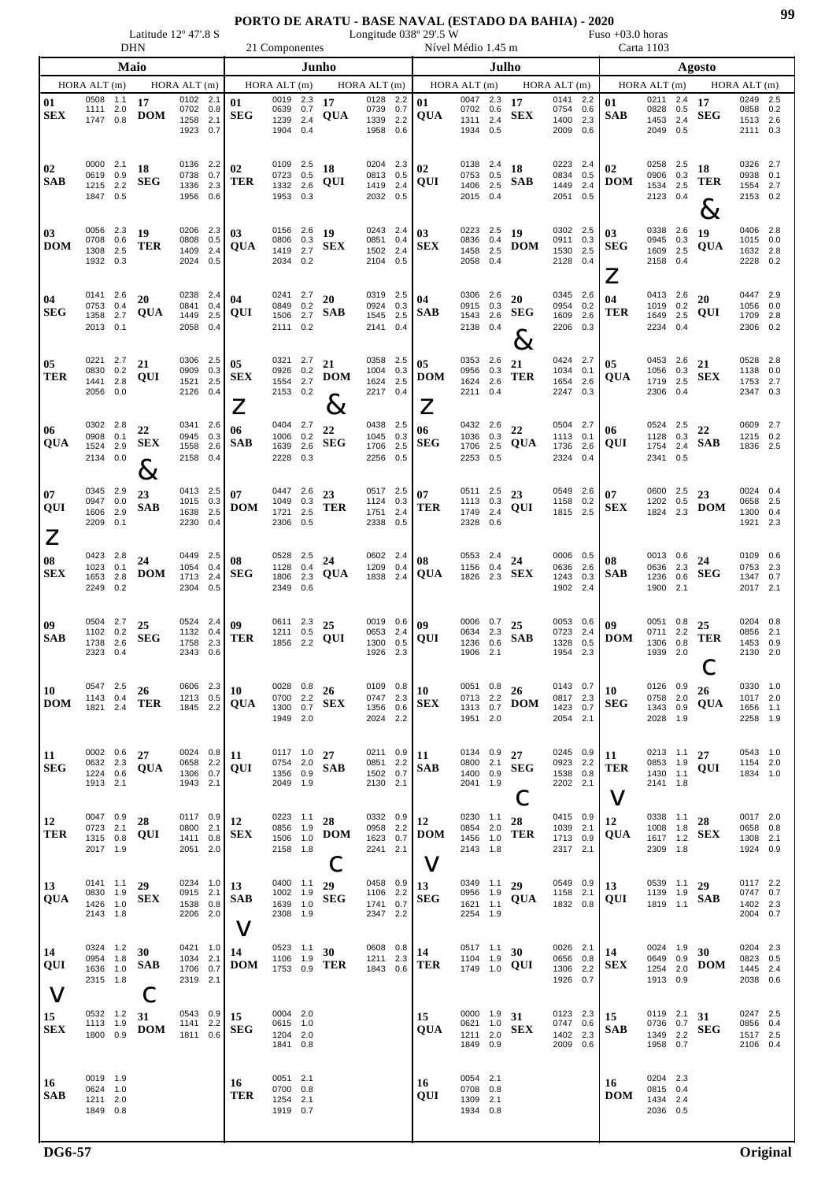# PORTO DE ARATU - BASE NAVAL (ESTADO DA BAHIA) - 2020

Latitude 12º 47'.8 S | Longitude 038º 29'.5 W | Fuso +03.0 horas
DHN | 21 Componentes | Nível Médio 1.45 m | Carta 1103

## Maio

| Dia | Fase | HORA | ALT (m) | HORA | ALT (m) | HORA | ALT (m) | HORA | ALT (m) |
|---|---|---|---|---|---|---|---|---|---|
| 01 SEX | | 0508 | 1.1 | 1111 | 2.0 | 1747 | 0.8 | | |
| 02 SAB | | 0000 | 2.1 | 0619 | 0.9 | 1215 | 2.2 | 1847 | 0.5 |
| 03 DOM | | 0056 | 2.3 | 0708 | 0.6 | 1308 | 2.5 | 1932 | 0.3 |
| 04 SEG | | 0141 | 2.6 | 0753 | 0.4 | 1358 | 2.7 | 2013 | 0.1 |
| 05 TER | | 0221 | 2.7 | 0830 | 0.2 | 1441 | 2.8 | 2056 | 0.0 |
| 06 QUA | | 0302 | 2.8 | 0908 | 0.1 | 1524 | 2.9 | 2134 | 0.0 |
| 07 QUI | Z | 0345 | 2.9 | 0947 | 0.0 | 1606 | 2.9 | 2209 | 0.1 |
| 08 SEX | | 0423 | 2.8 | 1023 | 0.1 | 1653 | 2.8 | 2249 | 0.2 |
| 09 SAB | | 0504 | 2.7 | 1102 | 0.2 | 1738 | 2.6 | 2323 | 0.4 |
| 10 DOM | | 0547 | 2.5 | 1143 | 0.4 | 1821 | 2.4 | | |
| 11 SEG | | 0002 | 0.6 | 0632 | 2.3 | 1224 | 0.6 | 1913 | 2.1 |
| 12 TER | | 0047 | 0.9 | 0723 | 2.1 | 1315 | 0.8 | 2017 | 1.9 |
| 13 QUA | | 0141 | 1.1 | 0830 | 1.9 | 1426 | 1.0 | 2143 | 1.8 |
| 14 QUI | V | 0324 | 1.2 | 0954 | 1.8 | 1636 | 1.0 | 2315 | 1.8 |
| 15 SEX | | 0532 | 1.2 | 1113 | 1.9 | 1800 | 0.9 | | |
| 16 SAB | | 0019 | 1.9 | 0624 | 1.0 | 1211 | 2.0 | 1849 | 0.8 |
| 17 DOM | | 0102 | 2.1 | 0702 | 0.8 | 1258 | 2.1 | 1923 | 0.7 |
| 18 SEG | | 0136 | 2.2 | 0738 | 0.7 | 1336 | 2.3 | 1956 | 0.6 |
| 19 TER | | 0206 | 2.3 | 0808 | 0.5 | 1409 | 2.4 | 2024 | 0.5 |
| 20 QUA | | 0238 | 2.4 | 0841 | 0.4 | 1449 | 2.5 | 2058 | 0.4 |
| 21 QUI | | 0306 | 2.5 | 0909 | 0.3 | 1521 | 2.5 | 2126 | 0.4 |
| 22 SEX | & | 0341 | 2.6 | 0945 | 0.3 | 1558 | 2.6 | 2158 | 0.4 |
| 23 SAB | | 0413 | 2.5 | 1015 | 0.3 | 1638 | 2.5 | 2230 | 0.4 |
| 24 DOM | | 0449 | 2.5 | 1054 | 0.4 | 1713 | 2.4 | 2304 | 0.5 |
| 25 SEG | | 0524 | 2.4 | 1132 | 0.4 | 1758 | 2.3 | 2343 | 0.6 |
| 26 TER | | 0606 | 2.3 | 1213 | 0.5 | 1845 | 2.2 | | |
| 27 QUA | | 0024 | 0.8 | 0658 | 2.2 | 1306 | 0.7 | 1943 | 2.1 |
| 28 QUI | | 0117 | 0.9 | 0800 | 2.1 | 1411 | 0.8 | 2051 | 2.0 |
| 29 SEX | | 0234 | 1.0 | 0915 | 2.1 | 1538 | 0.8 | 2206 | 2.0 |
| 30 SAB | C | 0421 | 1.0 | 1034 | 2.1 | 1706 | 0.7 | 2319 | 2.1 |
| 31 DOM | | 0543 | 0.9 | 1141 | 2.2 | 1811 | 0.6 | | |

## Junho

| Dia | Fase | HORA | ALT (m) | HORA | ALT (m) | HORA | ALT (m) | HORA | ALT (m) |
|---|---|---|---|---|---|---|---|---|---|
| 01 SEG | | 0019 | 2.3 | 0639 | 0.7 | 1239 | 2.4 | 1904 | 0.4 |
| 02 TER | | 0109 | 2.5 | 0723 | 0.5 | 1332 | 2.6 | 1953 | 0.3 |
| 03 QUA | | 0156 | 2.6 | 0806 | 0.3 | 1419 | 2.7 | 2034 | 0.2 |
| 04 QUI | | 0241 | 2.7 | 0849 | 0.2 | 1506 | 2.7 | 2111 | 0.2 |
| 05 SEX | Z | 0321 | 2.7 | 0926 | 0.2 | 1554 | 2.7 | 2153 | 0.2 |
| 06 SAB | | 0404 | 2.7 | 1006 | 0.2 | 1639 | 2.6 | 2228 | 0.3 |
| 07 DOM | | 0447 | 2.6 | 1049 | 0.3 | 1721 | 2.5 | 2306 | 0.5 |
| 08 SEG | | 0528 | 2.5 | 1128 | 0.4 | 1806 | 2.3 | 2349 | 0.6 |
| 09 TER | | 0611 | 2.3 | 1211 | 0.5 | 1856 | 2.2 | | |
| 10 QUA | | 0028 | 0.8 | 0700 | 2.2 | 1300 | 0.7 | 1949 | 2.0 |
| 11 QUI | | 0117 | 1.0 | 0754 | 2.0 | 1356 | 0.9 | 2049 | 1.9 |
| 12 SEX | | 0223 | 1.1 | 0856 | 1.9 | 1506 | 1.0 | 2158 | 1.8 |
| 13 SAB | V | 0400 | 1.1 | 1002 | 1.9 | 1639 | 1.0 | 2308 | 1.9 |
| 14 DOM | | 0523 | 1.1 | 1106 | 1.9 | 1753 | 0.9 | | |
| 15 SEG | | 0004 | 2.0 | 0615 | 1.0 | 1204 | 2.0 | 1841 | 0.8 |
| 16 TER | | 0051 | 2.1 | 0700 | 0.8 | 1254 | 2.1 | 1919 | 0.7 |
| 17 QUA | | 0128 | 2.2 | 0739 | 0.7 | 1339 | 2.2 | 1958 | 0.6 |
| 18 QUI | | 0204 | 2.3 | 0813 | 0.5 | 1419 | 2.4 | 2032 | 0.5 |
| 19 SEX | | 0243 | 2.4 | 0851 | 0.4 | 1502 | 2.4 | 2104 | 0.5 |
| 20 SAB | | 0319 | 2.5 | 0924 | 0.3 | 1545 | 2.5 | 2141 | 0.4 |
| 21 DOM | & | 0358 | 2.5 | 1004 | 0.3 | 1624 | 2.5 | 2217 | 0.4 |
| 22 SEG | | 0438 | 2.5 | 1045 | 0.3 | 1706 | 2.5 | 2256 | 0.5 |
| 23 TER | | 0517 | 2.5 | 1124 | 0.3 | 1751 | 2.4 | 2338 | 0.5 |
| 24 QUA | | 0602 | 2.4 | 1209 | 0.4 | 1838 | 2.4 | | |
| 25 QUI | | 0019 | 0.6 | 0653 | 2.4 | 1300 | 0.5 | 1926 | 2.3 |
| 26 SEX | | 0109 | 0.8 | 0747 | 2.3 | 1356 | 0.6 | 2024 | 2.2 |
| 27 SAB | | 0211 | 0.9 | 0851 | 2.2 | 1502 | 0.7 | 2130 | 2.1 |
| 28 DOM | C | 0332 | 0.9 | 0958 | 2.2 | 1623 | 0.7 | 2241 | 2.1 |
| 29 SEG | | 0458 | 0.9 | 1106 | 2.2 | 1741 | 0.7 | 2347 | 2.2 |
| 30 TER | | 0608 | 0.8 | 1211 | 2.3 | 1843 | 0.6 | | |

## Julho

| Dia | Fase | HORA | ALT (m) | HORA | ALT (m) | HORA | ALT (m) | HORA | ALT (m) |
|---|---|---|---|---|---|---|---|---|---|
| 01 QUA | | 0047 | 2.3 | 0702 | 0.6 | 1311 | 2.4 | 1934 | 0.5 |
| 02 QUI | | 0138 | 2.4 | 0753 | 0.5 | 1406 | 2.5 | 2015 | 0.4 |
| 03 SEX | | 0223 | 2.5 | 0836 | 0.4 | 1458 | 2.5 | 2058 | 0.4 |
| 04 SAB | | 0306 | 2.6 | 0915 | 0.3 | 1543 | 2.6 | 2138 | 0.4 |
| 05 DOM | Z | 0353 | 2.6 | 0956 | 0.3 | 1624 | 2.6 | 2211 | 0.4 |
| 06 SEG | | 0432 | 2.6 | 1036 | 0.3 | 1706 | 2.5 | 2253 | 0.5 |
| 07 TER | | 0511 | 2.5 | 1113 | 0.3 | 1749 | 2.4 | 2328 | 0.6 |
| 08 QUA | | 0553 | 2.4 | 1156 | 0.4 | 1826 | 2.3 | | |
| 09 QUI | | 0006 | 0.7 | 0634 | 2.3 | 1236 | 0.6 | 1906 | 2.1 |
| 10 SEX | | 0051 | 0.8 | 0713 | 2.2 | 1313 | 0.7 | 1951 | 2.0 |
| 11 SAB | | 0134 | 0.9 | 0800 | 2.1 | 1400 | 0.9 | 2041 | 1.9 |
| 12 DOM | V | 0230 | 1.1 | 0854 | 2.0 | 1456 | 1.0 | 2143 | 1.8 |
| 13 SEG | | 0349 | 1.1 | 0956 | 1.9 | 1621 | 1.1 | 2254 | 1.9 |
| 14 TER | | 0517 | 1.1 | 1104 | 1.9 | 1749 | 1.0 | | |
| 15 QUA | | 0000 | 1.9 | 0621 | 1.0 | 1211 | 2.0 | 1849 | 0.9 |
| 16 QUI | | 0054 | 2.1 | 0708 | 0.8 | 1309 | 2.1 | 1934 | 0.8 |
| 17 SEX | | 0141 | 2.2 | 0754 | 0.6 | 1400 | 2.3 | 2009 | 0.6 |
| 18 SAB | | 0223 | 2.4 | 0834 | 0.5 | 1449 | 2.4 | 2051 | 0.5 |
| 19 DOM | | 0302 | 2.5 | 0911 | 0.3 | 1530 | 2.5 | 2128 | 0.4 |
| 20 SEG | & | 0345 | 2.6 | 0954 | 0.2 | 1609 | 2.6 | 2206 | 0.3 |
| 21 TER | | 0424 | 2.7 | 1034 | 0.1 | 1654 | 2.6 | 2247 | 0.3 |
| 22 QUA | | 0504 | 2.7 | 1113 | 0.1 | 1736 | 2.6 | 2324 | 0.4 |
| 23 QUI | | 0549 | 2.6 | 1158 | 0.2 | 1815 | 2.5 | | |
| 24 SEX | | 0006 | 0.5 | 0636 | 2.6 | 1243 | 0.3 | 1902 | 2.4 |
| 25 SAB | | 0053 | 0.6 | 0723 | 2.4 | 1328 | 0.5 | 1954 | 2.3 |
| 26 DOM | | 0143 | 0.7 | 0817 | 2.3 | 1423 | 0.7 | 2054 | 2.1 |
| 27 SEG | C | 0245 | 0.9 | 0923 | 2.2 | 1538 | 0.8 | 2202 | 2.1 |
| 28 TER | | 0415 | 0.9 | 1039 | 2.1 | 1713 | 0.9 | 2317 | 2.1 |
| 29 QUA | | 0549 | 0.9 | 1158 | 2.1 | 1832 | 0.8 | | |
| 30 QUI | | 0026 | 2.1 | 0656 | 0.8 | 1306 | 2.2 | 1926 | 0.7 |
| 31 SEX | | 0123 | 2.3 | 0747 | 0.6 | 1402 | 2.3 | 2009 | 0.6 |

## Agosto

| Dia | Fase | HORA | ALT (m) | HORA | ALT (m) | HORA | ALT (m) | HORA | ALT (m) |
|---|---|---|---|---|---|---|---|---|---|
| 01 SAB | | 0211 | 2.4 | 0828 | 0.5 | 1453 | 2.4 | 2049 | 0.5 |
| 02 DOM | | 0258 | 2.5 | 0906 | 0.3 | 1534 | 2.5 | 2123 | 0.4 |
| 03 SEG | Z | 0338 | 2.6 | 0945 | 0.3 | 1609 | 2.5 | 2158 | 0.4 |
| 04 TER | | 0413 | 2.6 | 1019 | 0.2 | 1649 | 2.5 | 2234 | 0.4 |
| 05 QUA | | 0453 | 2.6 | 1056 | 0.3 | 1719 | 2.5 | 2306 | 0.4 |
| 06 QUI | | 0524 | 2.5 | 1128 | 0.3 | 1754 | 2.4 | 2341 | 0.5 |
| 07 SEX | | 0600 | 2.5 | 1202 | 0.5 | 1824 | 2.3 | | |
| 08 SAB | | 0013 | 0.6 | 0636 | 2.3 | 1236 | 0.6 | 1900 | 2.1 |
| 09 DOM | | 0051 | 0.8 | 0711 | 2.2 | 1306 | 0.8 | 1939 | 2.0 |
| 10 SEG | | 0126 | 0.9 | 0758 | 2.0 | 1343 | 0.9 | 2028 | 1.9 |
| 11 TER | V | 0213 | 1.1 | 0853 | 1.9 | 1430 | 1.1 | 2141 | 1.8 |
| 12 QUA | | 0338 | 1.1 | 1008 | 1.8 | 1617 | 1.2 | 2309 | 1.8 |
| 13 QUI | | 0539 | 1.1 | 1139 | 1.9 | 1819 | 1.1 | | |
| 14 SEX | | 0024 | 1.9 | 0649 | 0.9 | 1254 | 2.0 | 1913 | 0.9 |
| 15 SAB | | 0119 | 2.1 | 0736 | 0.7 | 1349 | 2.2 | 1958 | 0.7 |
| 16 DOM | | 0204 | 2.3 | 0815 | 0.4 | 1434 | 2.4 | 2036 | 0.5 |
| 17 SEG | | 0249 | 2.5 | 0858 | 0.2 | 1513 | 2.6 | 2111 | 0.3 |
| 18 TER | & | 0326 | 2.7 | 0938 | 0.1 | 1554 | 2.7 | 2153 | 0.2 |
| 19 QUA | | 0406 | 2.8 | 1015 | 0.0 | 1632 | 2.8 | 2228 | 0.2 |
| 20 QUI | | 0447 | 2.9 | 1056 | 0.0 | 1709 | 2.8 | 2306 | 0.2 |
| 21 SEX | | 0528 | 2.8 | 1138 | 0.0 | 1753 | 2.7 | 2347 | 0.3 |
| 22 SAB | | 0609 | 2.7 | 1215 | 0.2 | 1836 | 2.5 | | |
| 23 DOM | | 0024 | 0.4 | 0658 | 2.5 | 1300 | 0.4 | 1921 | 2.3 |
| 24 SEG | | 0109 | 0.6 | 0753 | 2.3 | 1347 | 0.7 | 2017 | 2.1 |
| 25 TER | C | 0204 | 0.8 | 0856 | 2.1 | 1453 | 0.9 | 2130 | 2.0 |
| 26 QUA | | 0330 | 1.0 | 1017 | 2.0 | 1656 | 1.1 | 2258 | 1.9 |
| 27 QUI | | 0543 | 1.0 | 1154 | 2.0 | 1834 | 1.0 | | |
| 28 SEX | | 0017 | 2.0 | 0658 | 0.8 | 1308 | 2.1 | 1924 | 0.9 |
| 29 SAB | | 0117 | 2.2 | 0747 | 0.7 | 1402 | 2.3 | 2004 | 0.7 |
| 30 DOM | | 0204 | 2.3 | 0823 | 0.5 | 1445 | 2.4 | 2038 | 0.6 |
| 31 SEG | | 0247 | 2.5 | 0856 | 0.4 | 1517 | 2.5 | 2106 | 0.4 |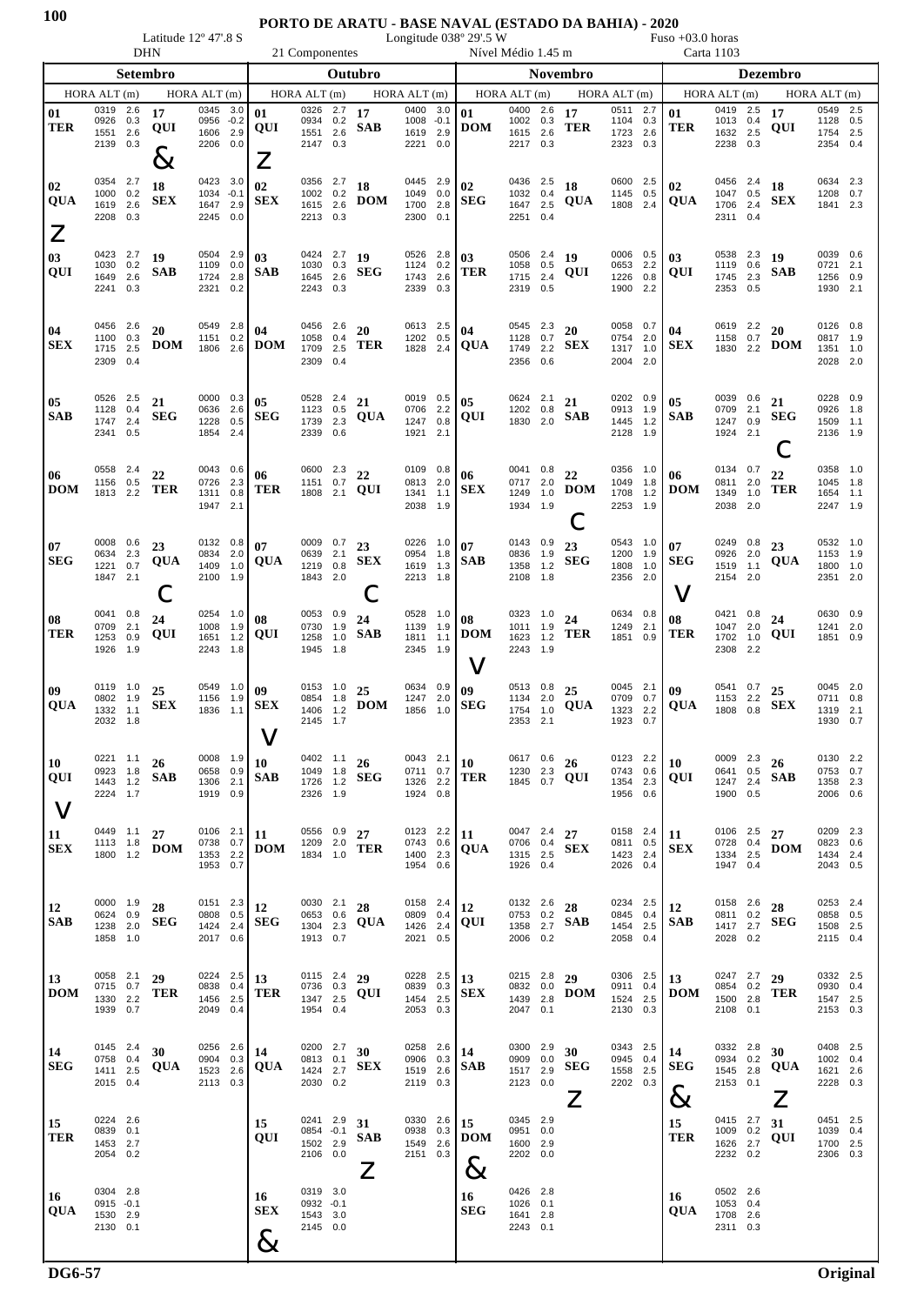# PORTO DE ARATU - BASE NAVAL (ESTADO DA BAHIA) - 2020

Latitude 12º 47'.8 S — Longitude 038º 29'.5 W — Fuso +03.0 horas

DHN — 21 Componentes — Nível Médio 1.45 m — Carta 1103

## Setembro

| Dia | HORA ALT (m) | Dia | HORA ALT (m) |
|---|---|---|---|
| 01 TER | 0319 2.6<br>0926 0.3<br>1551 2.6<br>2139 0.3 | 17 QUI & | 0345 3.0<br>0956 -0.2<br>1606 2.9<br>2206 0.0 |
| 02 QUA Z | 0354 2.7<br>1000 0.2<br>1619 2.6<br>2208 0.3 | 18 SEX | 0423 3.0<br>1034 -0.1<br>1647 2.9<br>2245 0.0 |
| 03 QUI | 0423 2.7<br>1030 0.2<br>1649 2.6<br>2241 0.3 | 19 SAB | 0504 2.9<br>1109 0.0<br>1724 2.8<br>2321 0.2 |
| 04 SEX | 0456 2.6<br>1100 0.3<br>1715 2.5<br>2309 0.4 | 20 DOM | 0549 2.8<br>1151 0.2<br>1806 2.6 |
| 05 SAB | 0526 2.5<br>1128 0.4<br>1747 2.4<br>2341 0.5 | 21 SEG | 0000 0.3<br>0636 2.6<br>1228 0.5<br>1854 2.4 |
| 06 DOM | 0558 2.4<br>1156 0.5<br>1813 2.2 | 22 TER | 0043 0.6<br>0726 2.3<br>1311 0.8<br>1947 2.1 |
| 07 SEG | 0008 0.6<br>0634 2.3<br>1221 0.7<br>1847 2.1 | 23 QUA C | 0132 0.8<br>0834 2.0<br>1409 1.0<br>2100 1.9 |
| 08 TER | 0041 0.8<br>0709 2.1<br>1253 0.9<br>1926 1.9 | 24 QUI | 0254 1.0<br>1008 1.9<br>1651 1.2<br>2243 1.8 |
| 09 QUA | 0119 1.0<br>0802 1.9<br>1332 1.1<br>2032 1.8 | 25 SEX | 0549 1.0<br>1156 1.9<br>1836 1.1 |
| 10 QUI V | 0221 1.1<br>0923 1.8<br>1443 1.2<br>2224 1.7 | 26 SAB | 0008 1.9<br>0658 0.9<br>1306 2.1<br>1919 0.9 |
| 11 SEX | 0449 1.1<br>1113 1.8<br>1800 1.2 | 27 DOM | 0106 2.1<br>0738 0.7<br>1353 2.2<br>1953 0.7 |
| 12 SAB | 0000 1.9<br>0624 0.9<br>1238 2.0<br>1858 1.0 | 28 SEG | 0151 2.3<br>0808 0.5<br>1424 2.4<br>2017 0.6 |
| 13 DOM | 0058 2.1<br>0715 0.7<br>1330 2.2<br>1939 0.7 | 29 TER | 0224 2.5<br>0838 0.4<br>1456 2.5<br>2049 0.4 |
| 14 SEG | 0145 2.4<br>0758 0.4<br>1411 2.5<br>2015 0.4 | 30 QUA | 0256 2.6<br>0904 0.3<br>1523 2.6<br>2113 0.3 |
| 15 TER | 0224 2.6<br>0839 0.1<br>1453 2.7<br>2054 0.2 | | |
| 16 QUA | 0304 2.8<br>0915 -0.1<br>1530 2.9<br>2130 0.1 | | |

## Outubro

| Dia | HORA ALT (m) | Dia | HORA ALT (m) |
|---|---|---|---|
| 01 QUI Z | 0326 2.7<br>0934 0.2<br>1551 2.6<br>2147 0.3 | 17 SAB | 0400 3.0<br>1008 -0.1<br>1619 2.9<br>2221 0.0 |
| 02 SEX | 0356 2.7<br>1002 0.2<br>1615 2.6<br>2213 0.3 | 18 DOM | 0445 2.9<br>1049 0.0<br>1700 2.8<br>2300 0.1 |
| 03 SAB | 0424 2.7<br>1030 0.3<br>1645 2.6<br>2243 0.3 | 19 SEG | 0526 2.8<br>1124 0.2<br>1743 2.6<br>2339 0.3 |
| 04 DOM | 0456 2.6<br>1058 0.4<br>1709 2.5<br>2309 0.4 | 20 TER | 0613 2.5<br>1202 0.5<br>1828 2.4 |
| 05 SEG | 0528 2.4<br>1123 0.5<br>1739 2.3<br>2339 0.6 | 21 QUA | 0019 0.5<br>0706 2.2<br>1247 0.8<br>1921 2.1 |
| 06 TER | 0600 2.3<br>1151 0.7<br>1808 2.1 | 22 QUI | 0109 0.8<br>0813 2.0<br>1341 1.1<br>2038 1.9 |
| 07 QUA | 0009 0.7<br>0639 2.1<br>1219 0.8<br>1843 2.0 | 23 SEX C | 0226 1.0<br>0954 1.8<br>1619 1.3<br>2213 1.8 |
| 08 QUI | 0053 0.9<br>0730 1.9<br>1258 1.0<br>1945 1.8 | 24 SAB | 0528 1.0<br>1139 1.9<br>1811 1.1<br>2345 1.9 |
| 09 SEX V | 0153 1.0<br>0854 1.8<br>1406 1.2<br>2145 1.7 | 25 DOM | 0634 0.9<br>1247 2.0<br>1856 1.0 |
| 10 SAB | 0402 1.1<br>1049 1.8<br>1726 1.2<br>2326 1.9 | 26 SEG | 0043 2.1<br>0711 0.7<br>1326 2.2<br>1924 0.8 |
| 11 DOM | 0556 0.9<br>1209 2.0<br>1834 1.0 | 27 TER | 0123 2.2<br>0743 0.6<br>1400 2.3<br>1954 0.6 |
| 12 SEG | 0030 2.1<br>0653 0.6<br>1304 2.3<br>1913 0.7 | 28 QUA | 0158 2.4<br>0809 0.4<br>1426 2.4<br>2021 0.5 |
| 13 TER | 0115 2.4<br>0736 0.3<br>1347 2.5<br>1954 0.4 | 29 QUI | 0228 2.5<br>0839 0.3<br>1454 2.5<br>2053 0.3 |
| 14 QUA | 0200 2.7<br>0813 0.1<br>1424 2.7<br>2030 0.2 | 30 SEX | 0258 2.6<br>0906 0.3<br>1519 2.6<br>2119 0.3 |
| 15 QUI | 0241 2.9<br>0854 -0.1<br>1502 2.9<br>2106 0.0 | 31 SAB Z | 0330 2.6<br>0938 0.3<br>1549 2.6<br>2151 0.3 |
| 16 SEX & | 0319 3.0<br>0932 -0.1<br>1543 3.0<br>2145 0.0 | | |

## Novembro

| Dia | HORA ALT (m) | Dia | HORA ALT (m) |
|---|---|---|---|
| 01 DOM | 0400 2.6<br>1002 0.3<br>1615 2.6<br>2217 0.3 | 17 TER | 0511 2.7<br>1104 0.3<br>1723 2.6<br>2323 0.3 |
| 02 SEG | 0436 2.5<br>1032 0.4<br>1647 2.5<br>2251 0.4 | 18 QUA | 0600 2.5<br>1145 0.5<br>1808 2.4 |
| 03 TER | 0506 2.4<br>1058 0.5<br>1715 2.4<br>2319 0.5 | 19 QUI | 0006 0.5<br>0653 2.2<br>1226 0.8<br>1900 2.2 |
| 04 QUA | 0545 2.3<br>1128 0.7<br>1749 2.2<br>2356 0.6 | 20 SEX | 0058 0.7<br>0754 2.0<br>1317 1.0<br>2004 2.0 |
| 05 QUI | 0624 2.1<br>1202 0.8<br>1830 2.0 | 21 SAB | 0202 0.9<br>0913 1.9<br>1445 1.2<br>2128 1.9 |
| 06 SEX | 0041 0.8<br>0717 2.0<br>1249 1.0<br>1934 1.9 | 22 DOM C | 0356 1.0<br>1049 1.8<br>1708 1.2<br>2253 1.9 |
| 07 SAB | 0143 0.9<br>0836 1.9<br>1358 1.2<br>2108 1.8 | 23 SEG | 0543 1.0<br>1200 1.9<br>1808 1.0<br>2356 2.0 |
| 08 DOM V | 0323 1.0<br>1011 1.9<br>1623 1.2<br>2243 1.9 | 24 TER | 0634 0.8<br>1249 2.1<br>1851 0.9 |
| 09 SEG | 0513 0.8<br>1134 2.0<br>1754 1.0<br>2353 2.1 | 25 QUA | 0045 2.1<br>0709 0.7<br>1323 2.2<br>1923 0.7 |
| 10 TER | 0617 0.6<br>1230 2.3<br>1845 0.7 | 26 QUI | 0123 2.2<br>0743 0.6<br>1354 2.3<br>1956 0.6 |
| 11 QUA | 0047 2.4<br>0706 0.4<br>1315 2.5<br>1926 0.4 | 27 SEX | 0158 2.4<br>0811 0.5<br>1423 2.4<br>2026 0.4 |
| 12 QUI | 0132 2.6<br>0753 0.2<br>1358 2.7<br>2006 0.2 | 28 SAB | 0234 2.5<br>0845 0.4<br>1454 2.5<br>2058 0.4 |
| 13 SEX | 0215 2.8<br>0832 0.0<br>1439 2.8<br>2047 0.1 | 29 DOM | 0306 2.5<br>0911 0.4<br>1524 2.5<br>2130 0.3 |
| 14 SAB | 0300 2.9<br>0909 0.0<br>1517 2.9<br>2123 0.0 | 30 SEG Z | 0343 2.5<br>0945 0.4<br>1558 2.5<br>2202 0.3 |
| 15 DOM & | 0345 2.9<br>0951 0.0<br>1600 2.9<br>2202 0.0 | | |
| 16 SEG | 0426 2.8<br>1026 0.1<br>1641 2.8<br>2243 0.1 | | |

## Dezembro

| Dia | HORA ALT (m) | Dia | HORA ALT (m) |
|---|---|---|---|
| 01 TER | 0419 2.5<br>1013 0.4<br>1632 2.5<br>2238 0.3 | 17 QUI | 0549 2.5<br>1128 0.5<br>1754 2.5<br>2354 0.4 |
| 02 QUA | 0456 2.4<br>1047 0.5<br>1706 2.4<br>2311 0.4 | 18 SEX | 0634 2.3<br>1208 0.7<br>1841 2.3 |
| 03 QUI | 0538 2.3<br>1119 0.6<br>1745 2.3<br>2353 0.5 | 19 SAB | 0039 0.6<br>0721 2.1<br>1256 0.9<br>1930 2.1 |
| 04 SEX | 0619 2.2<br>1158 0.7<br>1830 2.2 | 20 DOM | 0126 0.8<br>0817 1.9<br>1351 1.0<br>2028 2.0 |
| 05 SAB | 0039 0.6<br>0709 2.1<br>1247 0.9<br>1924 2.1 | 21 SEG C | 0228 0.9<br>0926 1.8<br>1509 1.1<br>2136 1.9 |
| 06 DOM | 0134 0.7<br>0811 2.0<br>1349 1.0<br>2038 2.0 | 22 TER | 0358 1.0<br>1045 1.8<br>1654 1.1<br>2247 1.9 |
| 07 SEG V | 0249 0.8<br>0926 2.0<br>1519 1.1<br>2154 2.0 | 23 QUA | 0532 1.0<br>1153 1.9<br>1800 1.0<br>2351 2.0 |
| 08 TER | 0421 0.8<br>1047 2.0<br>1702 1.0<br>2308 2.2 | 24 QUI | 0630 0.9<br>1241 2.0<br>1851 0.9 |
| 09 QUA | 0541 0.7<br>1153 2.2<br>1808 0.8 | 25 SEX | 0045 2.0<br>0711 0.8<br>1319 2.1<br>1930 0.7 |
| 10 QUI | 0009 2.3<br>0641 0.5<br>1247 2.4<br>1900 0.5 | 26 SAB | 0130 2.2<br>0753 0.7<br>1358 2.3<br>2006 0.6 |
| 11 SEX | 0106 2.5<br>0728 0.4<br>1334 2.5<br>1947 0.4 | 27 DOM | 0209 2.3<br>0823 0.6<br>1434 2.4<br>2043 0.5 |
| 12 SAB | 0158 2.6<br>0811 0.2<br>1417 2.7<br>2028 0.2 | 28 SEG | 0253 2.4<br>0858 0.5<br>1508 2.5<br>2115 0.4 |
| 13 DOM | 0247 2.7<br>0854 0.2<br>1500 2.8<br>2108 0.1 | 29 TER | 0332 2.5<br>0930 0.4<br>1547 2.5<br>2153 0.3 |
| 14 SEG & | 0332 2.8<br>0934 0.2<br>1545 2.8<br>2153 0.1 | 30 QUA Z | 0408 2.5<br>1002 0.4<br>1621 2.6<br>2228 0.3 |
| 15 TER | 0415 2.7<br>1009 0.2<br>1626 2.7<br>2232 0.2 | 31 QUI | 0451 2.5<br>1039 0.4<br>1700 2.5<br>2306 0.3 |
| 16 QUA | 0502 2.6<br>1053 0.4<br>1708 2.6<br>2311 0.3 | | |

DG6-57 — Original